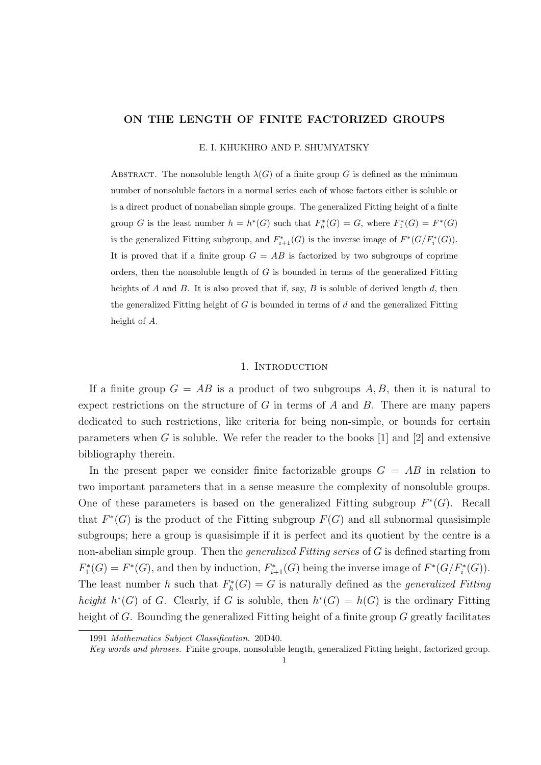# ON THE LENGTH OF FINITE FACTORIZED GROUPS

E. I. KHUKHRO AND P. SHUMYATSKY

Abstract. The nonsoluble length $\lambda(G)$ of a finite group $G$ is defined as the minimum number of nonsoluble factors in a normal series each of whose factors either is soluble or is a direct product of nonabelian simple groups. The generalized Fitting height of a finite group $G$ is the least number $h = h^*(G)$ such that $F^*_h(G) = G$, where $F^*_1(G) = F^*(G)$ is the generalized Fitting subgroup, and $F^*_{i+1}(G)$ is the inverse image of $F^*(G/F^*_i(G))$. It is proved that if a finite group $G = AB$ is factorized by two subgroups of coprime orders, then the nonsoluble length of $G$ is bounded in terms of the generalized Fitting heights of $A$ and $B$. It is also proved that if, say, $B$ is soluble of derived length $d$, then the generalized Fitting height of $G$ is bounded in terms of $d$ and the generalized Fitting height of $A$.

## 1. Introduction

If a finite group $G = AB$ is a product of two subgroups $A, B$, then it is natural to expect restrictions on the structure of $G$ in terms of $A$ and $B$. There are many papers dedicated to such restrictions, like criteria for being non-simple, or bounds for certain parameters when $G$ is soluble. We refer the reader to the books [1] and [2] and extensive bibliography therein.

In the present paper we consider finite factorizable groups $G = AB$ in relation to two important parameters that in a sense measure the complexity of nonsoluble groups. One of these parameters is based on the generalized Fitting subgroup $F^*(G)$. Recall that $F^*(G)$ is the product of the Fitting subgroup $F(G)$ and all subnormal quasisimple subgroups; here a group is quasisimple if it is perfect and its quotient by the centre is a non-abelian simple group. Then the *generalized Fitting series* of $G$ is defined starting from $F^*_1(G) = F^*(G)$, and then by induction, $F^*_{i+1}(G)$ being the inverse image of $F^*(G/F^*_i(G))$. The least number $h$ such that $F^*_h(G) = G$ is naturally defined as the *generalized Fitting height* $h^*(G)$ of $G$. Clearly, if $G$ is soluble, then $h^*(G) = h(G)$ is the ordinary Fitting height of $G$. Bounding the generalized Fitting height of a finite group $G$ greatly facilitates

1991 *Mathematics Subject Classification.* 20D40.

*Key words and phrases.* Finite groups, nonsoluble length, generalized Fitting height, factorized group.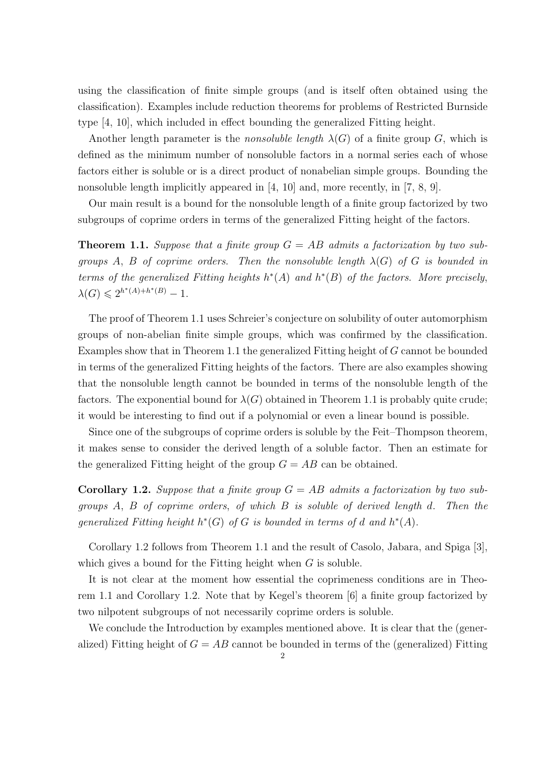using the classification of finite simple groups (and is itself often obtained using the classification). Examples include reduction theorems for problems of Restricted Burnside type [4, 10], which included in effect bounding the generalized Fitting height.

Another length parameter is the *nonsoluble length* $\lambda(G)$ of a finite group $G$, which is defined as the minimum number of nonsoluble factors in a normal series each of whose factors either is soluble or is a direct product of nonabelian simple groups. Bounding the nonsoluble length implicitly appeared in [4, 10] and, more recently, in [7, 8, 9].

Our main result is a bound for the nonsoluble length of a finite group factorized by two subgroups of coprime orders in terms of the generalized Fitting height of the factors.

**Theorem 1.1.** *Suppose that a finite group $G = AB$ admits a factorization by two subgroups $A$, $B$ of coprime orders. Then the nonsoluble length $\lambda(G)$ of $G$ is bounded in terms of the generalized Fitting heights $h^*(A)$ and $h^*(B)$ of the factors. More precisely, $\lambda(G) \leqslant 2^{h^*(A)+h^*(B)} - 1$.*

The proof of Theorem 1.1 uses Schreier's conjecture on solubility of outer automorphism groups of non-abelian finite simple groups, which was confirmed by the classification. Examples show that in Theorem 1.1 the generalized Fitting height of $G$ cannot be bounded in terms of the generalized Fitting heights of the factors. There are also examples showing that the nonsoluble length cannot be bounded in terms of the nonsoluble length of the factors. The exponential bound for $\lambda(G)$ obtained in Theorem 1.1 is probably quite crude; it would be interesting to find out if a polynomial or even a linear bound is possible.

Since one of the subgroups of coprime orders is soluble by the Feit–Thompson theorem, it makes sense to consider the derived length of a soluble factor. Then an estimate for the generalized Fitting height of the group $G = AB$ can be obtained.

**Corollary 1.2.** *Suppose that a finite group $G = AB$ admits a factorization by two subgroups $A$, $B$ of coprime orders, of which $B$ is soluble of derived length $d$. Then the generalized Fitting height $h^*(G)$ of $G$ is bounded in terms of $d$ and $h^*(A)$.*

Corollary 1.2 follows from Theorem 1.1 and the result of Casolo, Jabara, and Spiga [3], which gives a bound for the Fitting height when $G$ is soluble.

It is not clear at the moment how essential the coprimeness conditions are in Theorem 1.1 and Corollary 1.2. Note that by Kegel's theorem [6] a finite group factorized by two nilpotent subgroups of not necessarily coprime orders is soluble.

We conclude the Introduction by examples mentioned above. It is clear that the (generalized) Fitting height of $G = AB$ cannot be bounded in terms of the (generalized) Fitting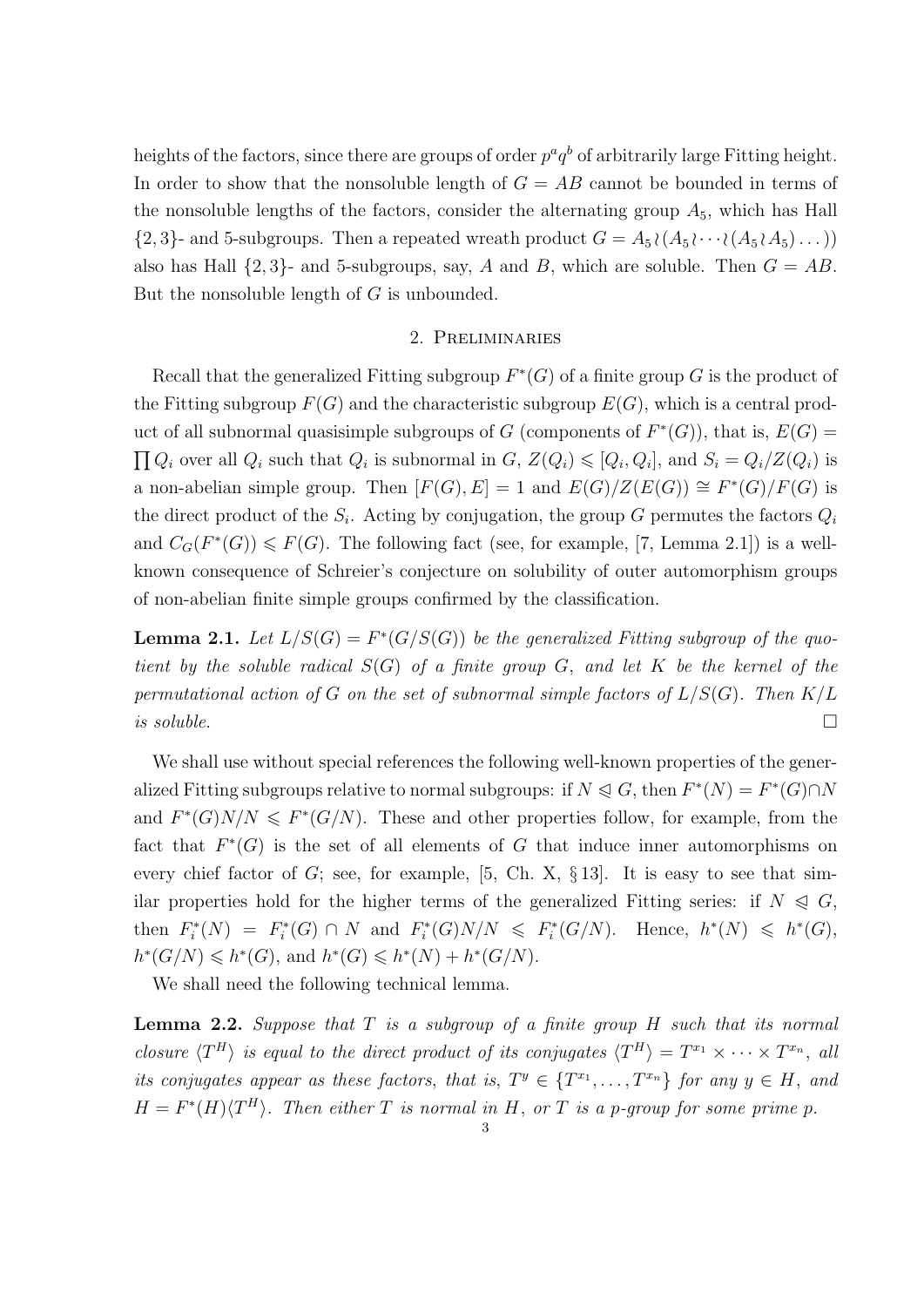heights of the factors, since there are groups of order $p^a q^b$ of arbitrarily large Fitting height. In order to show that the nonsoluble length of $G = AB$ cannot be bounded in terms of the nonsoluble lengths of the factors, consider the alternating group $A_5$, which has Hall $\{2,3\}$- and 5-subgroups. Then a repeated wreath product $G = A_5 \wr (A_5 \wr \cdots \wr (A_5 \wr A_5) \dots )$ also has Hall $\{2,3\}$- and 5-subgroups, say, $A$ and $B$, which are soluble. Then $G = AB$. But the nonsoluble length of $G$ is unbounded.

## 2. Preliminaries

Recall that the generalized Fitting subgroup $F^*(G)$ of a finite group $G$ is the product of the Fitting subgroup $F(G)$ and the characteristic subgroup $E(G)$, which is a central product of all subnormal quasisimple subgroups of $G$ (components of $F^*(G)$), that is, $E(G) = \prod Q_i$ over all $Q_i$ such that $Q_i$ is subnormal in $G$, $Z(Q_i) \leqslant [Q_i, Q_i]$, and $S_i = Q_i/Z(Q_i)$ is a non-abelian simple group. Then $[F(G), E] = 1$ and $E(G)/Z(E(G)) \cong F^*(G)/F(G)$ is the direct product of the $S_i$. Acting by conjugation, the group $G$ permutes the factors $Q_i$ and $C_G(F^*(G)) \leqslant F(G)$. The following fact (see, for example, [7, Lemma 2.1]) is a well-known consequence of Schreier's conjecture on solubility of outer automorphism groups of non-abelian finite simple groups confirmed by the classification.

**Lemma 2.1.** *Let $L/S(G) = F^*(G/S(G))$ be the generalized Fitting subgroup of the quotient by the soluble radical $S(G)$ of a finite group $G$, and let $K$ be the kernel of the permutational action of $G$ on the set of subnormal simple factors of $L/S(G)$. Then $K/L$ is soluble.* □

We shall use without special references the following well-known properties of the generalized Fitting subgroups relative to normal subgroups: if $N \trianglelefteq G$, then $F^*(N) = F^*(G) \cap N$ and $F^*(G)N/N \leqslant F^*(G/N)$. These and other properties follow, for example, from the fact that $F^*(G)$ is the set of all elements of $G$ that induce inner automorphisms on every chief factor of $G$; see, for example, [5, Ch. X, § 13]. It is easy to see that similar properties hold for the higher terms of the generalized Fitting series: if $N \trianglelefteq G$, then $F_i^*(N) = F_i^*(G) \cap N$ and $F_i^*(G)N/N \leqslant F_i^*(G/N)$. Hence, $h^*(N) \leqslant h^*(G)$, $h^*(G/N) \leqslant h^*(G)$, and $h^*(G) \leqslant h^*(N) + h^*(G/N)$.

We shall need the following technical lemma.

**Lemma 2.2.** *Suppose that $T$ is a subgroup of a finite group $H$ such that its normal closure $\langle T^H \rangle$ is equal to the direct product of its conjugates $\langle T^H \rangle = T^{x_1} \times \cdots \times T^{x_n}$, all its conjugates appear as these factors, that is, $T^y \in \{T^{x_1}, \dots, T^{x_n}\}$ for any $y \in H$, and $H = F^*(H)\langle T^H \rangle$. Then either $T$ is normal in $H$, or $T$ is a $p$-group for some prime $p$.*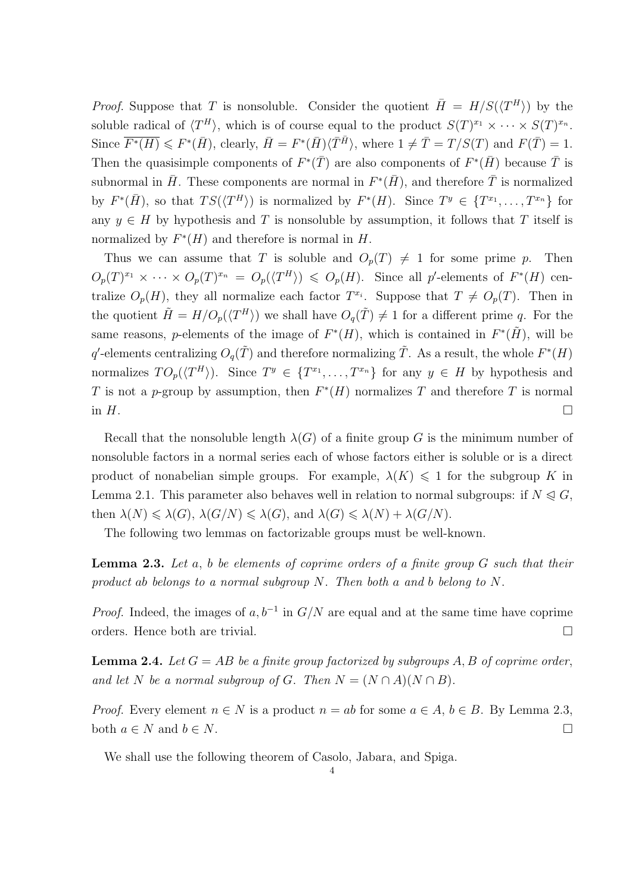*Proof.* Suppose that $T$ is nonsoluble. Consider the quotient $\bar{H} = H/S(\langle T^H \rangle)$ by the soluble radical of $\langle T^H \rangle$, which is of course equal to the product $S(T)^{x_1} \times \cdots \times S(T)^{x_n}$. Since $\overline{F^*(H)} \leqslant F^*(\bar{H})$, clearly, $\bar{H} = F^*(\bar{H})\langle \bar{T}^{\bar{H}} \rangle$, where $1 \neq \bar{T} = T/S(T)$ and $F(\bar{T}) = 1$. Then the quasisimple components of $F^*(\bar{T})$ are also components of $F^*(\bar{H})$ because $\bar{T}$ is subnormal in $\bar{H}$. These components are normal in $F^*(\bar{H})$, and therefore $\bar{T}$ is normalized by $F^*(\bar{H})$, so that $TS(\langle T^H \rangle)$ is normalized by $F^*(H)$. Since $T^y \in \{T^{x_1}, \dots, T^{x_n}\}$ for any $y \in H$ by hypothesis and $T$ is nonsoluble by assumption, it follows that $T$ itself is normalized by $F^*(H)$ and therefore is normal in $H$.

Thus we can assume that $T$ is soluble and $O_p(T) \neq 1$ for some prime $p$. Then $O_p(T)^{x_1} \times \cdots \times O_p(T)^{x_n} = O_p(\langle T^H \rangle) \leqslant O_p(H)$. Since all $p'$-elements of $F^*(H)$ centralize $O_p(H)$, they all normalize each factor $T^{x_i}$. Suppose that $T \neq O_p(T)$. Then in the quotient $\tilde{H} = H/O_p(\langle T^H \rangle)$ we shall have $O_q(\tilde{T}) \neq 1$ for a different prime $q$. For the same reasons, $p$-elements of the image of $F^*(H)$, which is contained in $F^*(\tilde{H})$, will be $q'$-elements centralizing $O_q(\tilde{T})$ and therefore normalizing $\tilde{T}$. As a result, the whole $F^*(H)$ normalizes $TO_p(\langle T^H \rangle)$. Since $T^y \in \{T^{x_1}, \dots, T^{x_n}\}$ for any $y \in H$ by hypothesis and $T$ is not a $p$-group by assumption, then $F^*(H)$ normalizes $T$ and therefore $T$ is normal in $H$. $\square$

Recall that the nonsoluble length $\lambda(G)$ of a finite group $G$ is the minimum number of nonsoluble factors in a normal series each of whose factors either is soluble or is a direct product of nonabelian simple groups. For example, $\lambda(K) \leqslant 1$ for the subgroup $K$ in Lemma 2.1. This parameter also behaves well in relation to normal subgroups: if $N \trianglelefteq G$, then $\lambda(N) \leqslant \lambda(G)$, $\lambda(G/N) \leqslant \lambda(G)$, and $\lambda(G) \leqslant \lambda(N) + \lambda(G/N)$.

The following two lemmas on factorizable groups must be well-known.

**Lemma 2.3.** *Let $a$, $b$ be elements of coprime orders of a finite group $G$ such that their product $ab$ belongs to a normal subgroup $N$. Then both $a$ and $b$ belong to $N$.*

*Proof.* Indeed, the images of $a, b^{-1}$ in $G/N$ are equal and at the same time have coprime orders. Hence both are trivial. $\square$

**Lemma 2.4.** *Let $G = AB$ be a finite group factorized by subgroups $A, B$ of coprime order, and let $N$ be a normal subgroup of $G$. Then $N = (N \cap A)(N \cap B)$.*

*Proof.* Every element $n \in N$ is a product $n = ab$ for some $a \in A$, $b \in B$. By Lemma 2.3, both $a \in N$ and $b \in N$. $\square$

We shall use the following theorem of Casolo, Jabara, and Spiga.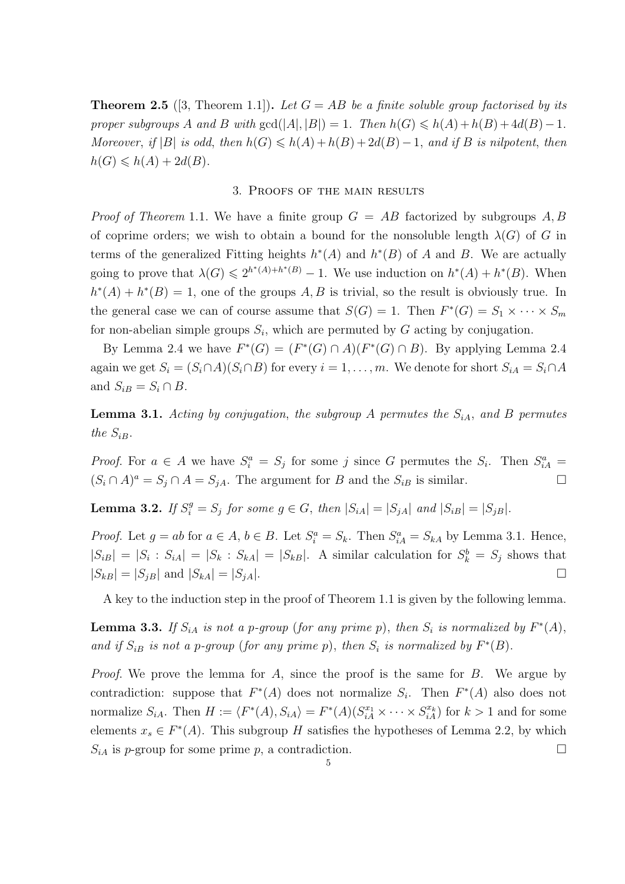**Theorem 2.5** ([3, Theorem 1.1])**.** *Let $G = AB$ be a finite soluble group factorised by its proper subgroups $A$ and $B$ with $\gcd(|A|, |B|) = 1$. Then $h(G) \leqslant h(A) + h(B) + 4d(B) - 1$. Moreover, if $|B|$ is odd, then $h(G) \leqslant h(A) + h(B) + 2d(B) - 1$, and if $B$ is nilpotent, then $h(G) \leqslant h(A) + 2d(B)$.*

## 3. Proofs of the main results

*Proof of Theorem* 1.1. We have a finite group $G = AB$ factorized by subgroups $A, B$ of coprime orders; we wish to obtain a bound for the nonsoluble length $\lambda(G)$ of $G$ in terms of the generalized Fitting heights $h^*(A)$ and $h^*(B)$ of $A$ and $B$. We are actually going to prove that $\lambda(G) \leqslant 2^{h^*(A)+h^*(B)} - 1$. We use induction on $h^*(A) + h^*(B)$. When $h^*(A) + h^*(B) = 1$, one of the groups $A, B$ is trivial, so the result is obviously true. In the general case we can of course assume that $S(G) = 1$. Then $F^*(G) = S_1 \times \cdots \times S_m$ for non-abelian simple groups $S_i$, which are permuted by $G$ acting by conjugation.

By Lemma 2.4 we have $F^*(G) = (F^*(G) \cap A)(F^*(G) \cap B)$. By applying Lemma 2.4 again we get $S_i = (S_i \cap A)(S_i \cap B)$ for every $i = 1, \dots, m$. We denote for short $S_{iA} = S_i \cap A$ and $S_{iB} = S_i \cap B$.

**Lemma 3.1.** *Acting by conjugation, the subgroup $A$ permutes the $S_{iA}$, and $B$ permutes the $S_{iB}$.*

*Proof.* For $a \in A$ we have $S_i^a = S_j$ for some $j$ since $G$ permutes the $S_i$. Then $S_{iA}^a = (S_i \cap A)^a = S_j \cap A = S_{jA}$. The argument for $B$ and the $S_{iB}$ is similar. □

**Lemma 3.2.** *If $S_i^g = S_j$ for some $g \in G$, then $|S_{iA}| = |S_{jA}|$ and $|S_{iB}| = |S_{jB}|$.*

*Proof.* Let $g = ab$ for $a \in A$, $b \in B$. Let $S_i^a = S_k$. Then $S_{iA}^a = S_{kA}$ by Lemma 3.1. Hence, $|S_{iB}| = |S_i : S_{iA}| = |S_k : S_{kA}| = |S_{kB}|$. A similar calculation for $S_k^b = S_j$ shows that $|S_{kB}| = |S_{jB}|$ and $|S_{kA}| = |S_{jA}|$. □

A key to the induction step in the proof of Theorem 1.1 is given by the following lemma.

**Lemma 3.3.** *If $S_{iA}$ is not a $p$-group (for any prime $p$), then $S_i$ is normalized by $F^*(A)$, and if $S_{iB}$ is not a $p$-group (for any prime $p$), then $S_i$ is normalized by $F^*(B)$.*

*Proof.* We prove the lemma for $A$, since the proof is the same for $B$. We argue by contradiction: suppose that $F^*(A)$ does not normalize $S_i$. Then $F^*(A)$ also does not normalize $S_{iA}$. Then $H := \langle F^*(A), S_{iA} \rangle = F^*(A)(S_{iA}^{x_1} \times \cdots \times S_{iA}^{x_k})$ for $k > 1$ and for some elements $x_s \in F^*(A)$. This subgroup $H$ satisfies the hypotheses of Lemma 2.2, by which $S_{iA}$ is $p$-group for some prime $p$, a contradiction. □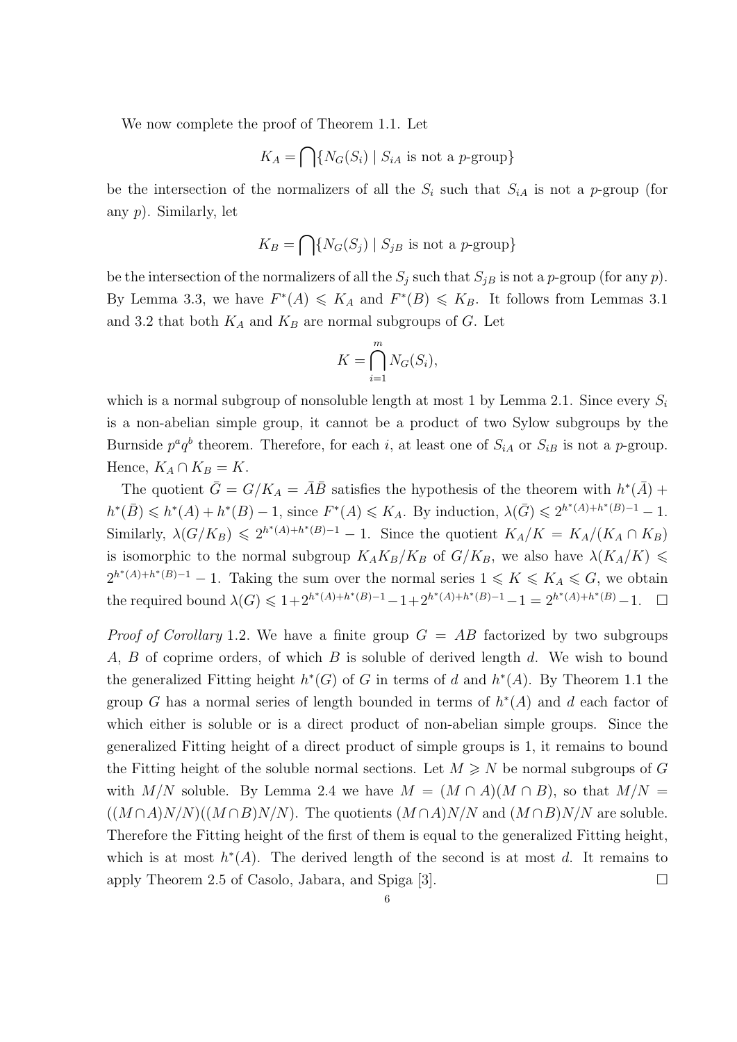We now complete the proof of Theorem 1.1. Let

$$K_A = \bigcap\{N_G(S_i) \mid S_{iA} \text{ is not a } p\text{-group}\}$$

be the intersection of the normalizers of all the $S_i$ such that $S_{iA}$ is not a $p$-group (for any $p$). Similarly, let

$$K_B = \bigcap\{N_G(S_j) \mid S_{jB} \text{ is not a } p\text{-group}\}$$

be the intersection of the normalizers of all the $S_j$ such that $S_{jB}$ is not a $p$-group (for any $p$). By Lemma 3.3, we have $F^*(A) \leqslant K_A$ and $F^*(B) \leqslant K_B$. It follows from Lemmas 3.1 and 3.2 that both $K_A$ and $K_B$ are normal subgroups of $G$. Let

$$K = \bigcap_{i=1}^{m} N_G(S_i),$$

which is a normal subgroup of nonsoluble length at most 1 by Lemma 2.1. Since every $S_i$ is a non-abelian simple group, it cannot be a product of two Sylow subgroups by the Burnside $p^a q^b$ theorem. Therefore, for each $i$, at least one of $S_{iA}$ or $S_{iB}$ is not a $p$-group. Hence, $K_A \cap K_B = K$.

The quotient $\bar{G} = G/K_A = \bar{A}\bar{B}$ satisfies the hypothesis of the theorem with $h^*(\bar{A}) + h^*(\bar{B}) \leqslant h^*(A) + h^*(B) - 1$, since $F^*(A) \leqslant K_A$. By induction, $\lambda(\bar{G}) \leqslant 2^{h^*(A)+h^*(B)-1} - 1$. Similarly, $\lambda(G/K_B) \leqslant 2^{h^*(A)+h^*(B)-1} - 1$. Since the quotient $K_A/K = K_A/(K_A \cap K_B)$ is isomorphic to the normal subgroup $K_AK_B/K_B$ of $G/K_B$, we also have $\lambda(K_A/K) \leqslant 2^{h^*(A)+h^*(B)-1} - 1$. Taking the sum over the normal series $1 \leqslant K \leqslant K_A \leqslant G$, we obtain the required bound $\lambda(G) \leqslant 1 + 2^{h^*(A)+h^*(B)-1} - 1 + 2^{h^*(A)+h^*(B)-1} - 1 = 2^{h^*(A)+h^*(B)} - 1$. $\square$

*Proof of Corollary* 1.2. We have a finite group $G = AB$ factorized by two subgroups $A$, $B$ of coprime orders, of which $B$ is soluble of derived length $d$. We wish to bound the generalized Fitting height $h^*(G)$ of $G$ in terms of $d$ and $h^*(A)$. By Theorem 1.1 the group $G$ has a normal series of length bounded in terms of $h^*(A)$ and $d$ each factor of which either is soluble or is a direct product of non-abelian simple groups. Since the generalized Fitting height of a direct product of simple groups is 1, it remains to bound the Fitting height of the soluble normal sections. Let $M \geqslant N$ be normal subgroups of $G$ with $M/N$ soluble. By Lemma 2.4 we have $M = (M \cap A)(M \cap B)$, so that $M/N = ((M \cap A)N/N)((M \cap B)N/N)$. The quotients $(M \cap A)N/N$ and $(M \cap B)N/N$ are soluble. Therefore the Fitting height of the first of them is equal to the generalized Fitting height, which is at most $h^*(A)$. The derived length of the second is at most $d$. It remains to apply Theorem 2.5 of Casolo, Jabara, and Spiga [3]. $\square$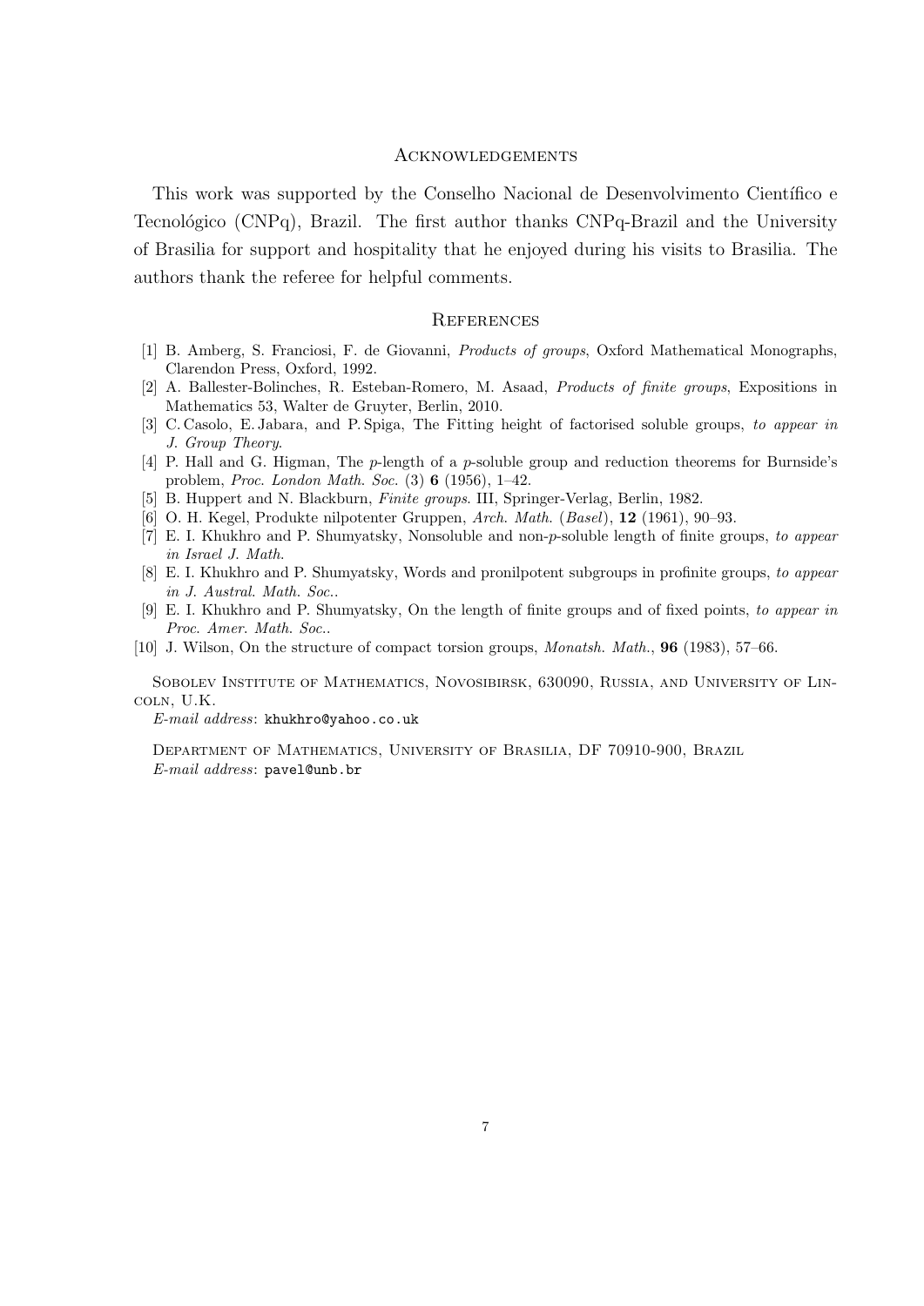## Acknowledgements

This work was supported by the Conselho Nacional de Desenvolvimento Científico e Tecnológico (CNPq), Brazil. The first author thanks CNPq-Brazil and the University of Brasilia for support and hospitality that he enjoyed during his visits to Brasilia. The authors thank the referee for helpful comments.

## References

[1] B. Amberg, S. Franciosi, F. de Giovanni, *Products of groups*, Oxford Mathematical Monographs, Clarendon Press, Oxford, 1992.

[2] A. Ballester-Bolinches, R. Esteban-Romero, M. Asaad, *Products of finite groups*, Expositions in Mathematics 53, Walter de Gruyter, Berlin, 2010.

[3] C. Casolo, E. Jabara, and P. Spiga, The Fitting height of factorised soluble groups, *to appear in J. Group Theory*.

[4] P. Hall and G. Higman, The $p$-length of a $p$-soluble group and reduction theorems for Burnside's problem, *Proc. London Math. Soc.* (3) **6** (1956), 1–42.

[5] B. Huppert and N. Blackburn, *Finite groups*. III, Springer-Verlag, Berlin, 1982.

[6] O. H. Kegel, Produkte nilpotenter Gruppen, *Arch. Math. (Basel)*, **12** (1961), 90–93.

[7] E. I. Khukhro and P. Shumyatsky, Nonsoluble and non-$p$-soluble length of finite groups, *to appear in Israel J. Math.*

[8] E. I. Khukhro and P. Shumyatsky, Words and pronilpotent subgroups in profinite groups, *to appear in J. Austral. Math. Soc.*.

[9] E. I. Khukhro and P. Shumyatsky, On the length of finite groups and of fixed points, *to appear in Proc. Amer. Math. Soc.*.

[10] J. Wilson, On the structure of compact torsion groups, *Monatsh. Math.*, **96** (1983), 57–66.

Sobolev Institute of Mathematics, Novosibirsk, 630090, Russia, and University of Lincoln, U.K.
*E-mail address*: `khukhro@yahoo.co.uk`

Department of Mathematics, University of Brasilia, DF 70910-900, Brazil
*E-mail address*: `pavel@unb.br`